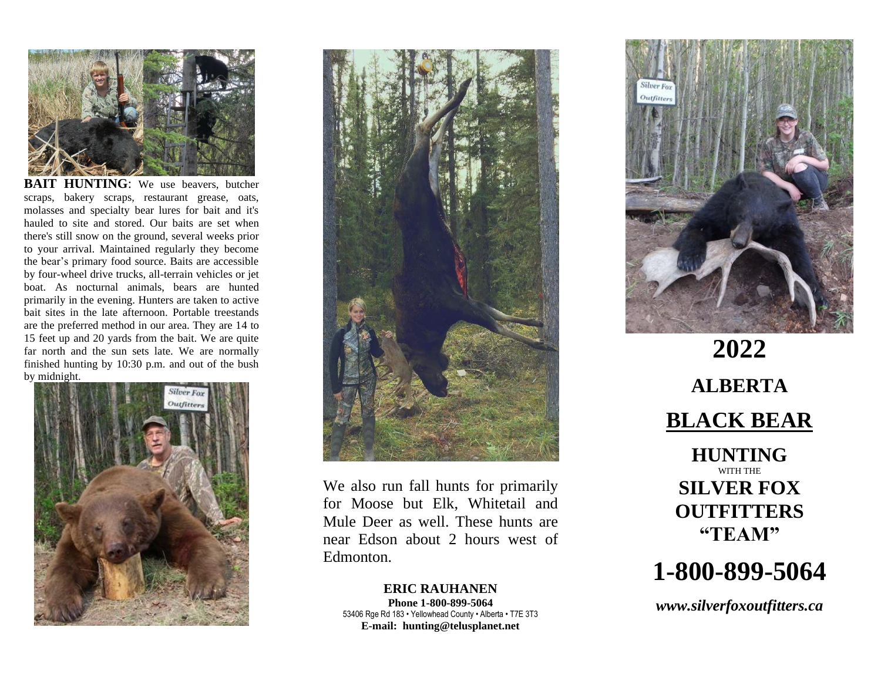**BAIT HUNTING**: We use beavers, butcher scraps, bakery scraps, restaurant grease, oats, molasses and specialty bear lures for bait and it's hauled to site and stored. Our baits are set when there's still snow on the ground, several weeks prior to your arrival. Maintained regularly they become the bear's primary food source. Baits are accessible by four-wheel drive trucks, all-terrain vehicles or jet boat. As nocturnal animals, bears are hunted primarily in the evening. Hunters are taken to active bait sites in the late afternoon. Portable treestands are the preferred method in our area. They are 14 to 15 feet up and 20 yards from the bait. We are quite far north and the sun sets late. We are normally finished hunting by 10:30 p.m. and out of the bush by midnight.

We also run fall hunts for primarily for Moose but Elk, Whitetail and Mule Deer as well. These hunts are near Edson about 2 hours west of Edmonton.

**ERIC RAUHANEN**
**Phone 1-800-899-5064**
53406 Rge Rd 183 • Yellowhead County • Alberta • T7E 3T3
**E-mail: hunting@telusplanet.net**

# 2022

## ALBERTA

## BLACK BEAR

## HUNTING

WITH THE

## SILVER FOX OUTFITTERS "TEAM"

# 1-800-899-5064

***www.silverfoxoutfitters.ca***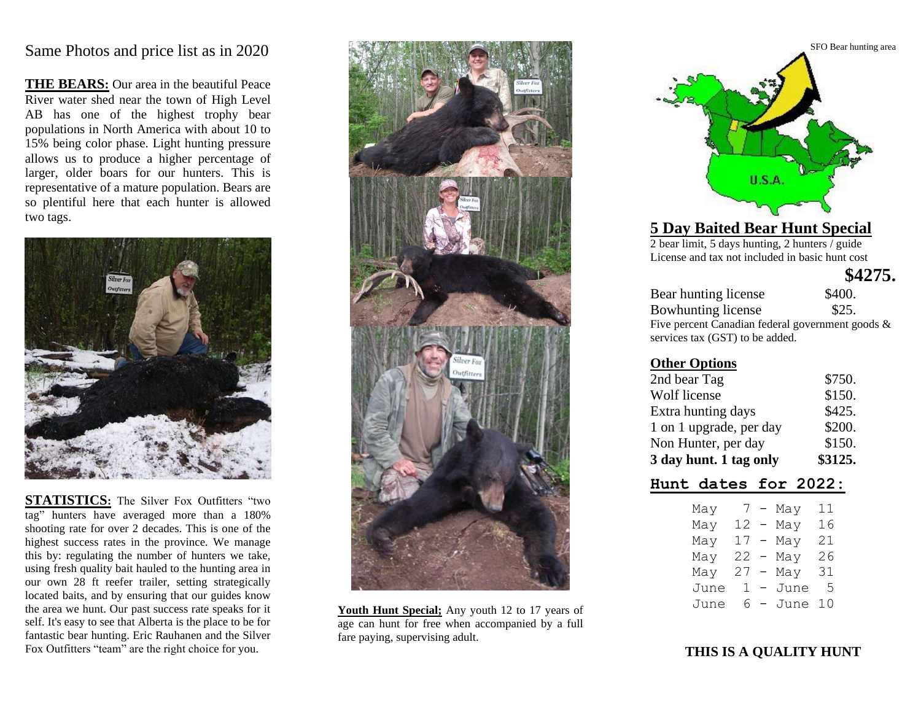Same Photos and price list as in 2020

**THE BEARS:** Our area in the beautiful Peace River water shed near the town of High Level AB has one of the highest trophy bear populations in North America with about 10 to 15% being color phase. Light hunting pressure allows us to produce a higher percentage of larger, older boars for our hunters. This is representative of a mature population. Bears are so plentiful here that each hunter is allowed two tags.

**STATISTICS:** The Silver Fox Outfitters "two tag" hunters have averaged more than a 180% shooting rate for over 2 decades. This is one of the highest success rates in the province. We manage this by: regulating the number of hunters we take, using fresh quality bait hauled to the hunting area in our own 28 ft reefer trailer, setting strategically located baits, and by ensuring that our guides know the area we hunt. Our past success rate speaks for it self. It's easy to see that Alberta is the place to be for fantastic bear hunting. Eric Rauhanen and the Silver Fox Outfitters "team" are the right choice for you.

**Youth Hunt Special;** Any youth 12 to 17 years of age can hunt for free when accompanied by a full fare paying, supervising adult.

SFO Bear hunting area

U.S.A.

## 5 Day Baited Bear Hunt Special

2 bear limit, 5 days hunting, 2 hunters / guide
License and tax not included in basic hunt cost

**$4275.**

| | |
|---|---|
| Bear hunting license | $400. |
| Bowhunting license | $25. |

Five percent Canadian federal government goods & services tax (GST) to be added.

### Other Options

| | |
|---|---|
| 2nd bear Tag | $750. |
| Wolf license | $150. |
| Extra hunting days | $425. |
| 1 on 1 upgrade, per day | $200. |
| Non Hunter, per day | $150. |
| **3 day hunt. 1 tag only** | **$3125.** |

### Hunt dates for 2022:

```
May   7 - May  11
May  12 - May  16
May  17 - May  21
May  22 - May  26
May  27 - May  31
June  1 - June  5
June  6 - June 10
```

**THIS IS A QUALITY HUNT**